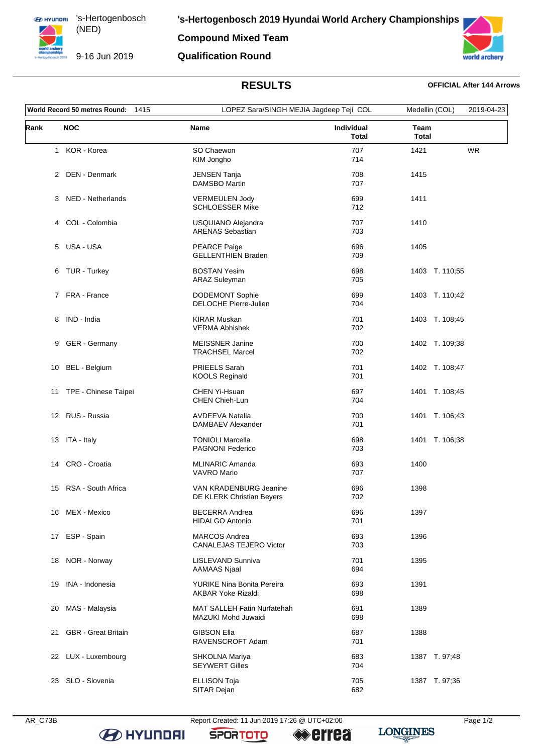# 's-Hertogenbosch 2019 Hyundai World Archery Championships

's-Hertogenbosch (NED)

9-16 Jun 2019

## Compound Mixed Team

## Qualification Round

## RESULTS

**OFFICIAL After 144 Arrows**

| World Record 50 metres Round: 1415 | LOPEZ Sara/SINGH MEJIA Jagdeep Teji COL | Medellin (COL) | 2019-04-23 |
|---|---|---|---|

| Rank | NOC | Name | Individual Total | Team Total | |
|---|---|---|---|---|---|
| 1 | KOR - Korea | SO Chaewon<br>KIM Jongho | 707<br>714 | 1421 | WR |
| 2 | DEN - Denmark | JENSEN Tanja<br>DAMSBO Martin | 708<br>707 | 1415 | |
| 3 | NED - Netherlands | VERMEULEN Jody<br>SCHLOESSER Mike | 699<br>712 | 1411 | |
| 4 | COL - Colombia | USQUIANO Alejandra<br>ARENAS Sebastian | 707<br>703 | 1410 | |
| 5 | USA - USA | PEARCE Paige<br>GELLENTHIEN Braden | 696<br>709 | 1405 | |
| 6 | TUR - Turkey | BOSTAN Yesim<br>ARAZ Suleyman | 698<br>705 | 1403 T. 110;55 | |
| 7 | FRA - France | DODEMONT Sophie<br>DELOCHE Pierre-Julien | 699<br>704 | 1403 T. 110;42 | |
| 8 | IND - India | KIRAR Muskan<br>VERMA Abhishek | 701<br>702 | 1403 T. 108;45 | |
| 9 | GER - Germany | MEISSNER Janine<br>TRACHSEL Marcel | 700<br>702 | 1402 T. 109;38 | |
| 10 | BEL - Belgium | PRIEELS Sarah<br>KOOLS Reginald | 701<br>701 | 1402 T. 108;47 | |
| 11 | TPE - Chinese Taipei | CHEN Yi-Hsuan<br>CHEN Chieh-Lun | 697<br>704 | 1401 T. 108;45 | |
| 12 | RUS - Russia | AVDEEVA Natalia<br>DAMBAEV Alexander | 700<br>701 | 1401 T. 106;43 | |
| 13 | ITA - Italy | TONIOLI Marcella<br>PAGNONI Federico | 698<br>703 | 1401 T. 106;38 | |
| 14 | CRO - Croatia | MLINARIC Amanda<br>VAVRO Mario | 693<br>707 | 1400 | |
| 15 | RSA - South Africa | VAN KRADENBURG Jeanine<br>DE KLERK Christian Beyers | 696<br>702 | 1398 | |
| 16 | MEX - Mexico | BECERRA Andrea<br>HIDALGO Antonio | 696<br>701 | 1397 | |
| 17 | ESP - Spain | MARCOS Andrea<br>CANALEJAS TEJERO Victor | 693<br>703 | 1396 | |
| 18 | NOR - Norway | LISLEVAND Sunniva<br>AAMAAS Njaal | 701<br>694 | 1395 | |
| 19 | INA - Indonesia | YURIKE Nina Bonita Pereira<br>AKBAR Yoke Rizaldi | 693<br>698 | 1391 | |
| 20 | MAS - Malaysia | MAT SALLEH Fatin Nurfatehah<br>MAZUKI Mohd Juwaidi | 691<br>698 | 1389 | |
| 21 | GBR - Great Britain | GIBSON Ella<br>RAVENSCROFT Adam | 687<br>701 | 1388 | |
| 22 | LUX - Luxembourg | SHKOLNA Mariya<br>SEYWERT Gilles | 683<br>704 | 1387 T. 97;48 | |
| 23 | SLO - Slovenia | ELLISON Toja<br>SITAR Dejan | 705<br>682 | 1387 T. 97;36 | |

AR_C73B Report Created: 11 Jun 2019 17:26 @ UTC+02:00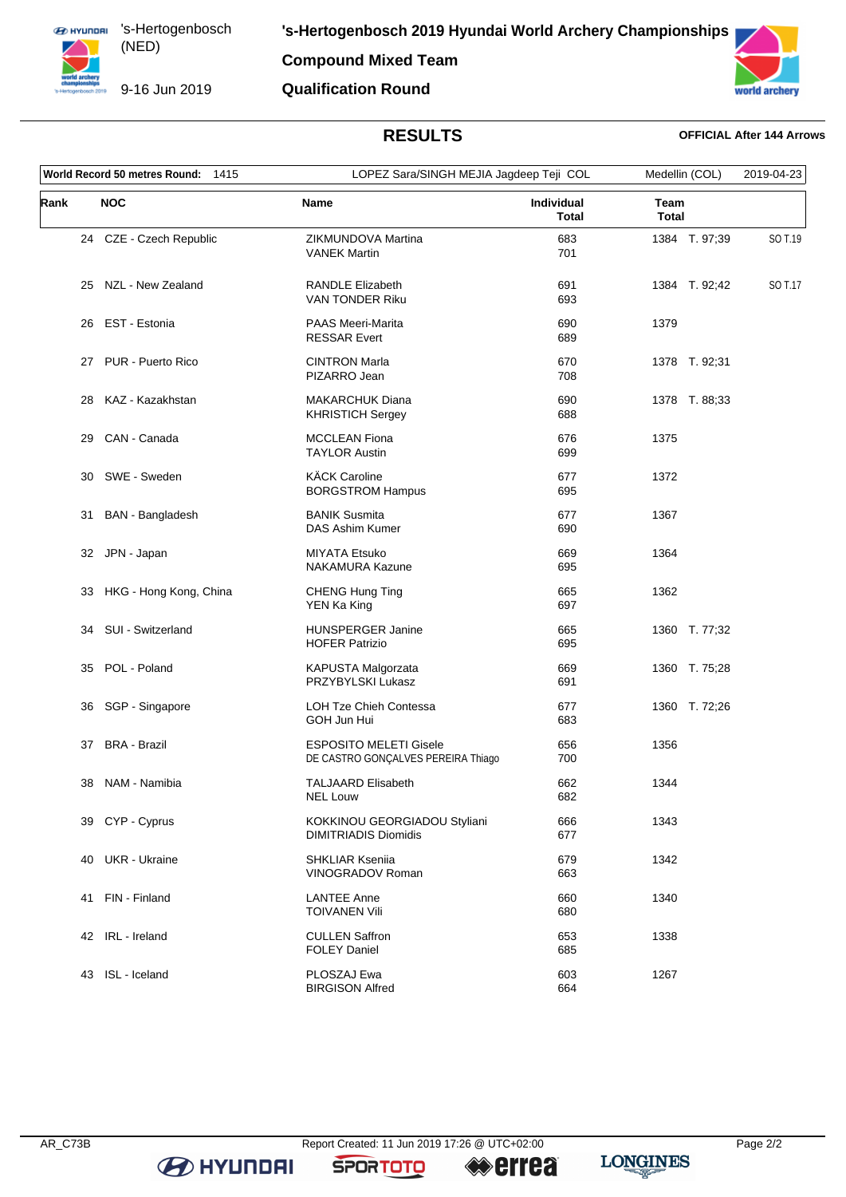# 's-Hertogenbosch 2019 Hyundai World Archery Championships

## Compound Mixed Team

## Qualification Round

's-Hertogenbosch (NED)

9-16 Jun 2019

### RESULTS

**OFFICIAL After 144 Arrows**

| **World Record 50 metres Round:** 1415 | LOPEZ Sara/SINGH MEJIA Jagdeep Teji COL | Medellin (COL) | 2019-04-23 |
|---|---|---|---|

| Rank | NOC | Name | Individual Total | Team Total | |
|---|---|---|---|---|---|
| 24 | CZE - Czech Republic | ZIKMUNDOVA Martina<br>VANEK Martin | 683<br>701 | 1384 T. 97;39 | SO T.19 |
| 25 | NZL - New Zealand | RANDLE Elizabeth<br>VAN TONDER Riku | 691<br>693 | 1384 T. 92;42 | SO T.17 |
| 26 | EST - Estonia | PAAS Meeri-Marita<br>RESSAR Evert | 690<br>689 | 1379 | |
| 27 | PUR - Puerto Rico | CINTRON Marla<br>PIZARRO Jean | 670<br>708 | 1378 T. 92;31 | |
| 28 | KAZ - Kazakhstan | MAKARCHUK Diana<br>KHRISTICH Sergey | 690<br>688 | 1378 T. 88;33 | |
| 29 | CAN - Canada | MCCLEAN Fiona<br>TAYLOR Austin | 676<br>699 | 1375 | |
| 30 | SWE - Sweden | KÄCK Caroline<br>BORGSTROM Hampus | 677<br>695 | 1372 | |
| 31 | BAN - Bangladesh | BANIK Susmita<br>DAS Ashim Kumer | 677<br>690 | 1367 | |
| 32 | JPN - Japan | MIYATA Etsuko<br>NAKAMURA Kazune | 669<br>695 | 1364 | |
| 33 | HKG - Hong Kong, China | CHENG Hung Ting<br>YEN Ka King | 665<br>697 | 1362 | |
| 34 | SUI - Switzerland | HUNSPERGER Janine<br>HOFER Patrizio | 665<br>695 | 1360 T. 77;32 | |
| 35 | POL - Poland | KAPUSTA Malgorzata<br>PRZYBYLSKI Lukasz | 669<br>691 | 1360 T. 75;28 | |
| 36 | SGP - Singapore | LOH Tze Chieh Contessa<br>GOH Jun Hui | 677<br>683 | 1360 T. 72;26 | |
| 37 | BRA - Brazil | ESPOSITO MELETI Gisele<br>DE CASTRO GONÇALVES PEREIRA Thiago | 656<br>700 | 1356 | |
| 38 | NAM - Namibia | TALJAARD Elisabeth<br>NEL Louw | 662<br>682 | 1344 | |
| 39 | CYP - Cyprus | KOKKINOU GEORGIADOU Styliani<br>DIMITRIADIS Diomidis | 666<br>677 | 1343 | |
| 40 | UKR - Ukraine | SHKLIAR Kseniia<br>VINOGRADOV Roman | 679<br>663 | 1342 | |
| 41 | FIN - Finland | LANTEE Anne<br>TOIVANEN Vili | 660<br>680 | 1340 | |
| 42 | IRL - Ireland | CULLEN Saffron<br>FOLEY Daniel | 653<br>685 | 1338 | |
| 43 | ISL - Iceland | PLOSZAJ Ewa<br>BIRGISON Alfred | 603<br>664 | 1267 | |

AR_C73B

Report Created: 11 Jun 2019 17:26 @ UTC+02:00